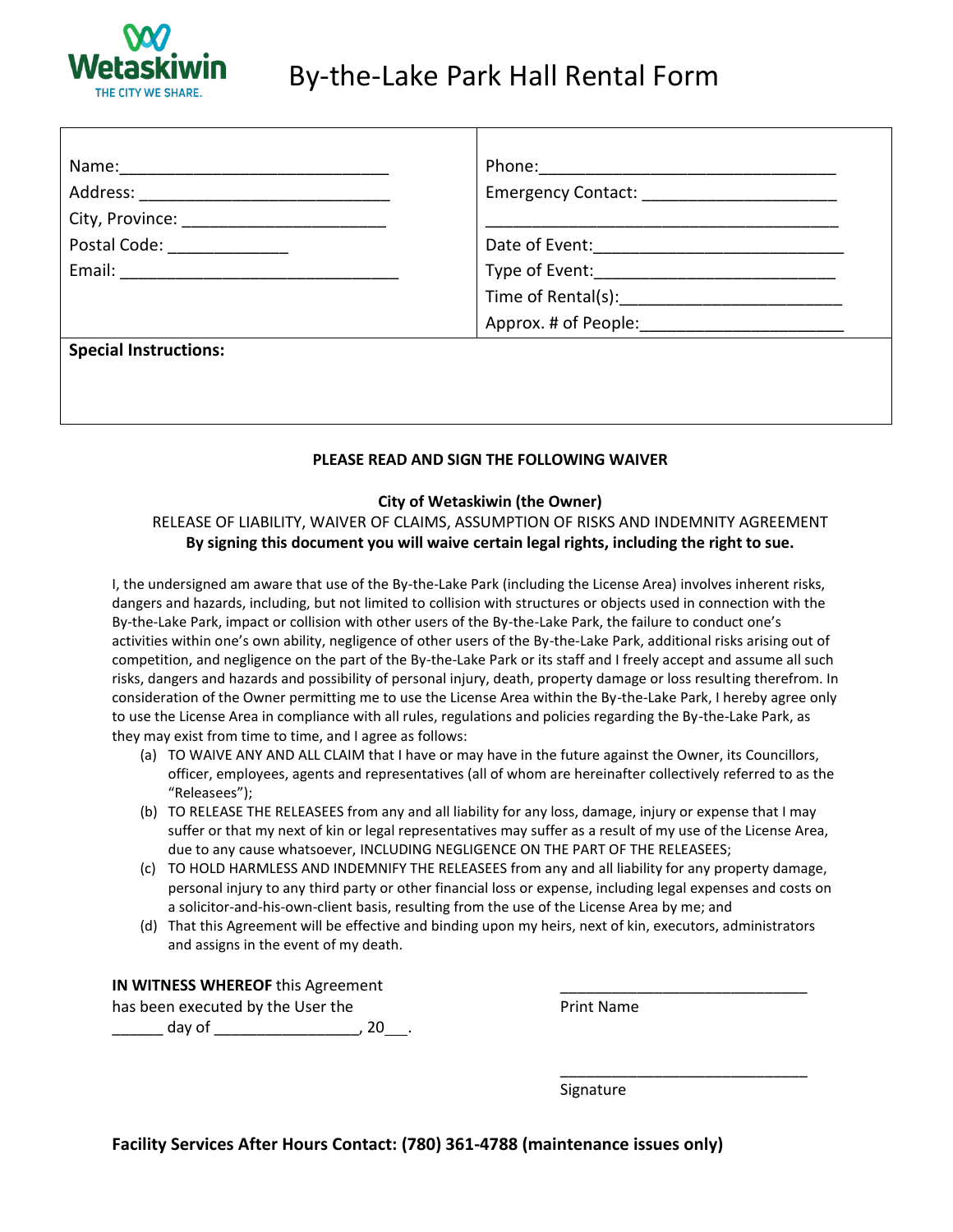Wetaskiwin
THE CITY WE SHARE.

# By-the-Lake Park Hall Rental Form

| | |
|---|---|
| Name:_____________________________ | Phone:________________________________ |
| Address: ___________________________ | Emergency Contact: ____________________ |
| City, Province: ______________________ | ______________________________________ |
| Postal Code: _____________ | Date of Event:__________________________ |
| Email: ______________________________ | Type of Event:__________________________ |
| | Time of Rental(s):______________________ |
| | Approx. # of People:_____________________ |

**Special Instructions:**

**PLEASE READ AND SIGN THE FOLLOWING WAIVER**

**City of Wetaskiwin (the Owner)**

RELEASE OF LIABILITY, WAIVER OF CLAIMS, ASSUMPTION OF RISKS AND INDEMNITY AGREEMENT

**By signing this document you will waive certain legal rights, including the right to sue.**

I, the undersigned am aware that use of the By-the-Lake Park (including the License Area) involves inherent risks, dangers and hazards, including, but not limited to collision with structures or objects used in connection with the By-the-Lake Park, impact or collision with other users of the By-the-Lake Park, the failure to conduct one's activities within one's own ability, negligence of other users of the By-the-Lake Park, additional risks arising out of competition, and negligence on the part of the By-the-Lake Park or its staff and I freely accept and assume all such risks, dangers and hazards and possibility of personal injury, death, property damage or loss resulting therefrom. In consideration of the Owner permitting me to use the License Area within the By-the-Lake Park, I hereby agree only to use the License Area in compliance with all rules, regulations and policies regarding the By-the-Lake Park, as they may exist from time to time, and I agree as follows:

(a) TO WAIVE ANY AND ALL CLAIM that I have or may have in the future against the Owner, its Councillors, officer, employees, agents and representatives (all of whom are hereinafter collectively referred to as the "Releasees");

(b) TO RELEASE THE RELEASEES from any and all liability for any loss, damage, injury or expense that I may suffer or that my next of kin or legal representatives may suffer as a result of my use of the License Area, due to any cause whatsoever, INCLUDING NEGLIGENCE ON THE PART OF THE RELEASEES;

(c) TO HOLD HARMLESS AND INDEMNIFY THE RELEASEES from any and all liability for any property damage, personal injury to any third party or other financial loss or expense, including legal expenses and costs on a solicitor-and-his-own-client basis, resulting from the use of the License Area by me; and

(d) That this Agreement will be effective and binding upon my heirs, next of kin, executors, administrators and assigns in the event of my death.

**IN WITNESS WHEREOF** this Agreement has been executed by the User the ______ day of ________________, 20___.

_____________________________
Print Name

_____________________________
Signature

**Facility Services After Hours Contact: (780) 361-4788 (maintenance issues only)**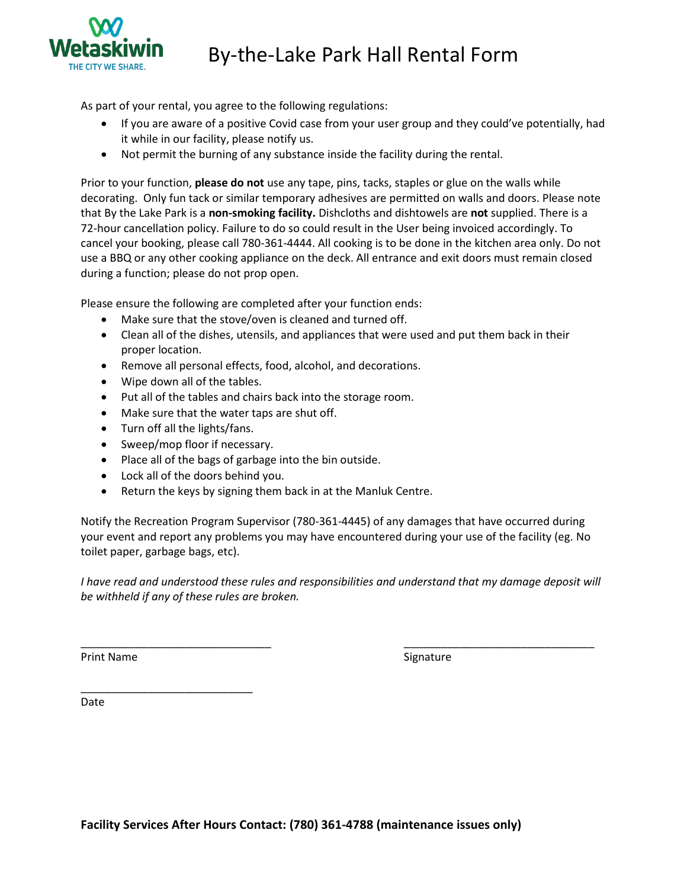# By-the-Lake Park Hall Rental Form

As part of your rental, you agree to the following regulations:

- If you are aware of a positive Covid case from your user group and they could've potentially, had it while in our facility, please notify us.
- Not permit the burning of any substance inside the facility during the rental.

Prior to your function, **please do not** use any tape, pins, tacks, staples or glue on the walls while decorating. Only fun tack or similar temporary adhesives are permitted on walls and doors. Please note that By the Lake Park is a **non-smoking facility.** Dishcloths and dishtowels are **not** supplied. There is a 72-hour cancellation policy. Failure to do so could result in the User being invoiced accordingly. To cancel your booking, please call 780-361-4444. All cooking is to be done in the kitchen area only. Do not use a BBQ or any other cooking appliance on the deck. All entrance and exit doors must remain closed during a function; please do not prop open.

Please ensure the following are completed after your function ends:

- Make sure that the stove/oven is cleaned and turned off.
- Clean all of the dishes, utensils, and appliances that were used and put them back in their proper location.
- Remove all personal effects, food, alcohol, and decorations.
- Wipe down all of the tables.
- Put all of the tables and chairs back into the storage room.
- Make sure that the water taps are shut off.
- Turn off all the lights/fans.
- Sweep/mop floor if necessary.
- Place all of the bags of garbage into the bin outside.
- Lock all of the doors behind you.
- Return the keys by signing them back in at the Manluk Centre.

Notify the Recreation Program Supervisor (780-361-4445) of any damages that have occurred during your event and report any problems you may have encountered during your use of the facility (eg. No toilet paper, garbage bags, etc).

*I have read and understood these rules and responsibilities and understand that my damage deposit will be withheld if any of these rules are broken.*

_______________________________ Print Name

_______________________________ Signature

_____________________________ Date

**Facility Services After Hours Contact: (780) 361-4788 (maintenance issues only)**